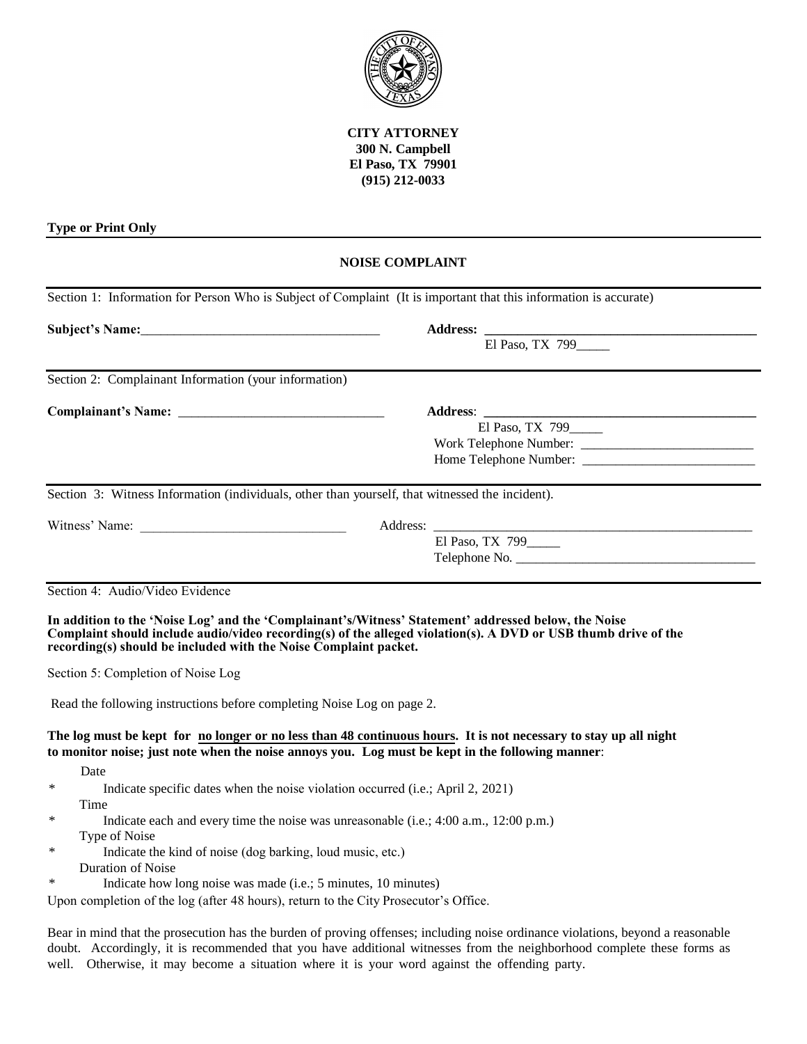**CITY ATTORNEY**
**300 N. Campbell**
**El Paso, TX 79901**
**(915) 212-0033**

**Type or Print Only**

## NOISE COMPLAINT

Section 1: Information for Person Who is Subject of Complaint (It is important that this information is accurate)

**Subject's Name:**___________________________________ **Address:** __________________________________________
El Paso, TX 799_____

Section 2: Complainant Information (your information)

**Complainant's Name:** _______________________________ **Address**: __________________________________________
El Paso, TX 799_____
Work Telephone Number: __________________________
Home Telephone Number: __________________________

Section 3: Witness Information (individuals, other than yourself, that witnessed the incident).

Witness' Name: ______________________________ Address: ________________________________________________
El Paso, TX 799_____
Telephone No. ____________________________________

Section 4: Audio/Video Evidence

**In addition to the 'Noise Log' and the 'Complainant's/Witness' Statement' addressed below, the Noise Complaint should include audio/video recording(s) of the alleged violation(s). A DVD or USB thumb drive of the recording(s) should be included with the Noise Complaint packet.**

Section 5: Completion of Noise Log

Read the following instructions before completing Noise Log on page 2.

**The log must be kept for <u>no longer or no less than 48 continuous hours</u>. It is not necessary to stay up all night to monitor noise; just note when the noise annoys you. Log must be kept in the following manner**:

Date
* Indicate specific dates when the noise violation occurred (i.e.; April 2, 2021)

Time
* Indicate each and every time the noise was unreasonable (i.e.; 4:00 a.m., 12:00 p.m.)

Type of Noise
* Indicate the kind of noise (dog barking, loud music, etc.)

Duration of Noise
* Indicate how long noise was made (i.e.; 5 minutes, 10 minutes)

Upon completion of the log (after 48 hours), return to the City Prosecutor's Office.

Bear in mind that the prosecution has the burden of proving offenses; including noise ordinance violations, beyond a reasonable doubt. Accordingly, it is recommended that you have additional witnesses from the neighborhood complete these forms as well. Otherwise, it may become a situation where it is your word against the offending party.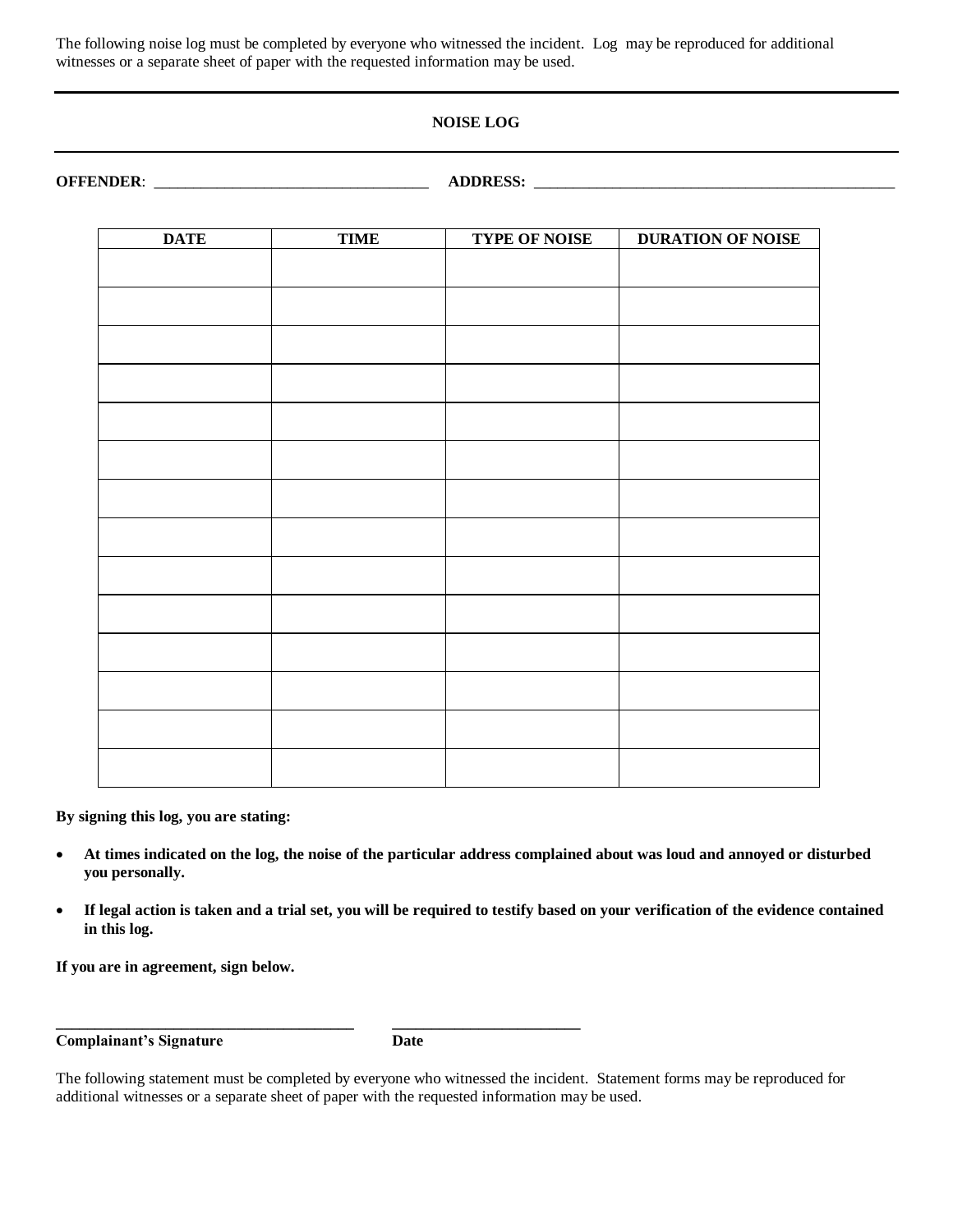The following noise log must be completed by everyone who witnessed the incident. Log may be reproduced for additional witnesses or a separate sheet of paper with the requested information may be used.

---

**NOISE LOG**

---

**OFFENDER**: ___________________________________ **ADDRESS:** ______________________________________________

| DATE | TIME | TYPE OF NOISE | DURATION OF NOISE |
|---|---|---|---|
| | | | |
| | | | |
| | | | |
| | | | |
| | | | |
| | | | |
| | | | |
| | | | |
| | | | |
| | | | |
| | | | |
| | | | |
| | | | |
| | | | |

**By signing this log, you are stating:**

- **At times indicated on the log, the noise of the particular address complained about was loud and annoyed or disturbed you personally.**
- **If legal action is taken and a trial set, you will be required to testify based on your verification of the evidence contained in this log.**

**If you are in agreement, sign below.**

**______________________________________** **________________________**
**Complainant's Signature** **Date**

The following statement must be completed by everyone who witnessed the incident. Statement forms may be reproduced for additional witnesses or a separate sheet of paper with the requested information may be used.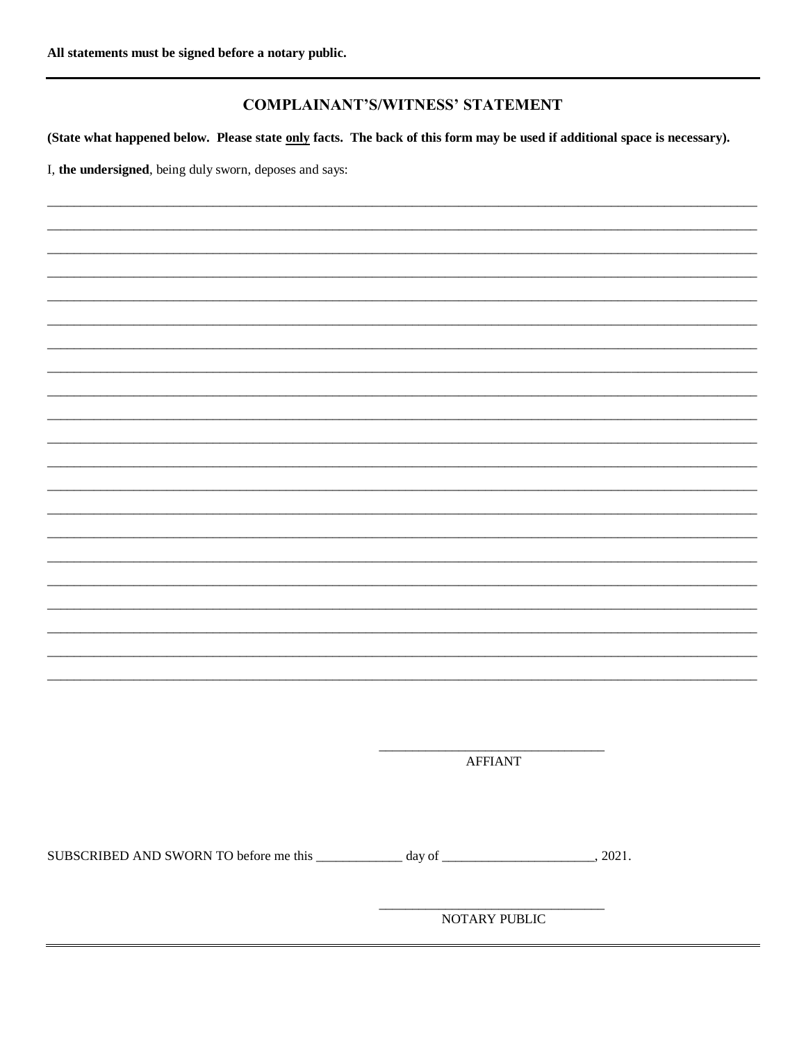**All statements must be signed before a notary public.**

---

## COMPLAINANT'S/WITNESS' STATEMENT

**(State what happened below. Please state <u>only</u> facts. The back of this form may be used if additional space is necessary).**

I, **the undersigned**, being duly sworn, deposes and says:

\_\_\_\_\_\_\_\_\_\_\_\_\_\_\_\_\_\_\_\_\_\_\_\_\_\_\_\_\_\_\_\_\_\_\_\_\_\_\_\_\_\_\_\_\_\_\_\_\_\_\_\_\_\_\_\_\_\_\_\_\_\_\_\_\_\_\_\_\_\_\_\_\_\_\_\_\_\_\_\_\_\_\_\_\_\_\_\_\_\_\_\_\_\_\_\_\_\_\_\_

\_\_\_\_\_\_\_\_\_\_\_\_\_\_\_\_\_\_\_\_\_\_\_\_\_\_\_\_\_\_\_\_\_\_\_\_\_\_\_\_\_\_\_\_\_\_\_\_\_\_\_\_\_\_\_\_\_\_\_\_\_\_\_\_\_\_\_\_\_\_\_\_\_\_\_\_\_\_\_\_\_\_\_\_\_\_\_\_\_\_\_\_\_\_\_\_\_\_\_\_

\_\_\_\_\_\_\_\_\_\_\_\_\_\_\_\_\_\_\_\_\_\_\_\_\_\_\_\_\_\_\_\_\_\_\_\_\_\_\_\_\_\_\_\_\_\_\_\_\_\_\_\_\_\_\_\_\_\_\_\_\_\_\_\_\_\_\_\_\_\_\_\_\_\_\_\_\_\_\_\_\_\_\_\_\_\_\_\_\_\_\_\_\_\_\_\_\_\_\_\_

\_\_\_\_\_\_\_\_\_\_\_\_\_\_\_\_\_\_\_\_\_\_\_\_\_\_\_\_\_\_\_\_\_\_\_\_\_\_\_\_\_\_\_\_\_\_\_\_\_\_\_\_\_\_\_\_\_\_\_\_\_\_\_\_\_\_\_\_\_\_\_\_\_\_\_\_\_\_\_\_\_\_\_\_\_\_\_\_\_\_\_\_\_\_\_\_\_\_\_\_

\_\_\_\_\_\_\_\_\_\_\_\_\_\_\_\_\_\_\_\_\_\_\_\_\_\_\_\_\_\_\_\_\_\_\_\_\_\_\_\_\_\_\_\_\_\_\_\_\_\_\_\_\_\_\_\_\_\_\_\_\_\_\_\_\_\_\_\_\_\_\_\_\_\_\_\_\_\_\_\_\_\_\_\_\_\_\_\_\_\_\_\_\_\_\_\_\_\_\_\_

\_\_\_\_\_\_\_\_\_\_\_\_\_\_\_\_\_\_\_\_\_\_\_\_\_\_\_\_\_\_\_\_\_\_\_\_\_\_\_\_\_\_\_\_\_\_\_\_\_\_\_\_\_\_\_\_\_\_\_\_\_\_\_\_\_\_\_\_\_\_\_\_\_\_\_\_\_\_\_\_\_\_\_\_\_\_\_\_\_\_\_\_\_\_\_\_\_\_\_\_

\_\_\_\_\_\_\_\_\_\_\_\_\_\_\_\_\_\_\_\_\_\_\_\_\_\_\_\_\_\_\_\_\_\_\_\_\_\_\_\_\_\_\_\_\_\_\_\_\_\_\_\_\_\_\_\_\_\_\_\_\_\_\_\_\_\_\_\_\_\_\_\_\_\_\_\_\_\_\_\_\_\_\_\_\_\_\_\_\_\_\_\_\_\_\_\_\_\_\_\_

\_\_\_\_\_\_\_\_\_\_\_\_\_\_\_\_\_\_\_\_\_\_\_\_\_\_\_\_\_\_\_\_\_\_\_\_\_\_\_\_\_\_\_\_\_\_\_\_\_\_\_\_\_\_\_\_\_\_\_\_\_\_\_\_\_\_\_\_\_\_\_\_\_\_\_\_\_\_\_\_\_\_\_\_\_\_\_\_\_\_\_\_\_\_\_\_\_\_\_\_

\_\_\_\_\_\_\_\_\_\_\_\_\_\_\_\_\_\_\_\_\_\_\_\_\_\_\_\_\_\_\_\_\_\_\_\_\_\_\_\_\_\_\_\_\_\_\_\_\_\_\_\_\_\_\_\_\_\_\_\_\_\_\_\_\_\_\_\_\_\_\_\_\_\_\_\_\_\_\_\_\_\_\_\_\_\_\_\_\_\_\_\_\_\_\_\_\_\_\_\_

\_\_\_\_\_\_\_\_\_\_\_\_\_\_\_\_\_\_\_\_\_\_\_\_\_\_\_\_\_\_\_\_\_\_\_\_\_\_\_\_\_\_\_\_\_\_\_\_\_\_\_\_\_\_\_\_\_\_\_\_\_\_\_\_\_\_\_\_\_\_\_\_\_\_\_\_\_\_\_\_\_\_\_\_\_\_\_\_\_\_\_\_\_\_\_\_\_\_\_\_

\_\_\_\_\_\_\_\_\_\_\_\_\_\_\_\_\_\_\_\_\_\_\_\_\_\_\_\_\_\_\_\_\_\_\_\_\_\_\_\_\_\_\_\_\_\_\_\_\_\_\_\_\_\_\_\_\_\_\_\_\_\_\_\_\_\_\_\_\_\_\_\_\_\_\_\_\_\_\_\_\_\_\_\_\_\_\_\_\_\_\_\_\_\_\_\_\_\_\_\_

\_\_\_\_\_\_\_\_\_\_\_\_\_\_\_\_\_\_\_\_\_\_\_\_\_\_\_\_\_\_\_\_\_\_\_\_\_\_\_\_\_\_\_\_\_\_\_\_\_\_\_\_\_\_\_\_\_\_\_\_\_\_\_\_\_\_\_\_\_\_\_\_\_\_\_\_\_\_\_\_\_\_\_\_\_\_\_\_\_\_\_\_\_\_\_\_\_\_\_\_

\_\_\_\_\_\_\_\_\_\_\_\_\_\_\_\_\_\_\_\_\_\_\_\_\_\_\_\_\_\_\_\_\_\_\_\_\_\_\_\_\_\_\_\_\_\_\_\_\_\_\_\_\_\_\_\_\_\_\_\_\_\_\_\_\_\_\_\_\_\_\_\_\_\_\_\_\_\_\_\_\_\_\_\_\_\_\_\_\_\_\_\_\_\_\_\_\_\_\_\_

\_\_\_\_\_\_\_\_\_\_\_\_\_\_\_\_\_\_\_\_\_\_\_\_\_\_\_\_\_\_\_\_\_\_\_\_\_\_\_\_\_\_\_\_\_\_\_\_\_\_\_\_\_\_\_\_\_\_\_\_\_\_\_\_\_\_\_\_\_\_\_\_\_\_\_\_\_\_\_\_\_\_\_\_\_\_\_\_\_\_\_\_\_\_\_\_\_\_\_\_

\_\_\_\_\_\_\_\_\_\_\_\_\_\_\_\_\_\_\_\_\_\_\_\_\_\_\_\_\_\_\_\_\_\_\_\_\_\_\_\_\_\_\_\_\_\_\_\_\_\_\_\_\_\_\_\_\_\_\_\_\_\_\_\_\_\_\_\_\_\_\_\_\_\_\_\_\_\_\_\_\_\_\_\_\_\_\_\_\_\_\_\_\_\_\_\_\_\_\_\_

\_\_\_\_\_\_\_\_\_\_\_\_\_\_\_\_\_\_\_\_\_\_\_\_\_\_\_\_\_\_\_\_\_\_\_\_\_\_\_\_\_\_\_\_\_\_\_\_\_\_\_\_\_\_\_\_\_\_\_\_\_\_\_\_\_\_\_\_\_\_\_\_\_\_\_\_\_\_\_\_\_\_\_\_\_\_\_\_\_\_\_\_\_\_\_\_\_\_\_\_

\_\_\_\_\_\_\_\_\_\_\_\_\_\_\_\_\_\_\_\_\_\_\_\_\_\_\_\_\_\_\_\_\_\_\_\_\_\_\_\_\_\_\_\_\_\_\_\_\_\_\_\_\_\_\_\_\_\_\_\_\_\_\_\_\_\_\_\_\_\_\_\_\_\_\_\_\_\_\_\_\_\_\_\_\_\_\_\_\_\_\_\_\_\_\_\_\_\_\_\_

\_\_\_\_\_\_\_\_\_\_\_\_\_\_\_\_\_\_\_\_\_\_\_\_\_\_\_\_\_\_\_\_\_\_\_\_\_\_\_\_\_\_\_\_\_\_\_\_\_\_\_\_\_\_\_\_\_\_\_\_\_\_\_\_\_\_\_\_\_\_\_\_\_\_\_\_\_\_\_\_\_\_\_\_\_\_\_\_\_\_\_\_\_\_\_\_\_\_\_\_

\_\_\_\_\_\_\_\_\_\_\_\_\_\_\_\_\_\_\_\_\_\_\_\_\_\_\_\_\_\_\_\_\_\_\_\_\_\_\_\_\_\_\_\_\_\_\_\_\_\_\_\_\_\_\_\_\_\_\_\_\_\_\_\_\_\_\_\_\_\_\_\_\_\_\_\_\_\_\_\_\_\_\_\_\_\_\_\_\_\_\_\_\_\_\_\_\_\_\_\_

\_\_\_\_\_\_\_\_\_\_\_\_\_\_\_\_\_\_\_\_\_\_\_\_\_\_\_\_\_\_\_\_\_\_\_\_\_\_\_\_\_\_\_\_\_\_\_\_\_\_\_\_\_\_\_\_\_\_\_\_\_\_\_\_\_\_\_\_\_\_\_\_\_\_\_\_\_\_\_\_\_\_\_\_\_\_\_\_\_\_\_\_\_\_\_\_\_\_\_\_

\_\_\_\_\_\_\_\_\_\_\_\_\_\_\_\_\_\_\_\_\_\_\_\_\_\_\_\_\_\_\_\_\_\_\_\_\_\_\_\_\_\_\_\_\_\_\_\_\_\_\_\_\_\_\_\_\_\_\_\_\_\_\_\_\_\_\_\_\_\_\_\_\_\_\_\_\_\_\_\_\_\_\_\_\_\_\_\_\_\_\_\_\_\_\_\_\_\_\_\_

\_\_\_\_\_\_\_\_\_\_\_\_\_\_\_\_\_\_\_\_\_\_\_\_\_\_\_\_\_\_\_\_\_\_\_\_\_\_\_\_\_\_\_\_\_\_\_\_\_\_\_\_\_\_\_\_\_\_\_\_\_\_\_\_\_\_\_\_\_\_\_\_\_\_\_\_\_\_\_\_\_\_\_\_\_\_\_\_\_\_\_\_\_\_\_\_\_\_\_\_

\_\_\_\_\_\_\_\_\_\_\_\_\_\_\_\_\_\_\_\_\_\_\_\_\_\_\_\_\_\_\_\_\_\_\_\_\_\_\_\_\_\_\_\_\_\_\_\_\_\_\_\_\_\_\_\_\_\_\_\_\_\_\_\_\_\_\_\_\_\_\_\_\_\_\_\_\_\_\_\_\_\_\_\_\_\_\_\_\_\_\_\_\_\_\_\_\_\_\_\_

\_\_\_\_\_\_\_\_\_\_\_\_\_\_\_\_\_\_\_\_\_\_\_\_\_\_\_\_\_\_\_\_\_\_\_\_\_\_\_\_\_\_\_\_\_\_\_\_\_\_\_\_\_\_\_\_\_\_\_\_\_\_\_\_\_\_\_\_\_\_\_\_\_\_\_\_\_\_\_\_\_\_\_\_\_\_\_\_\_\_\_\_\_\_\_\_\_\_\_\_

\_\_\_\_\_\_\_\_\_\_\_\_\_\_\_\_\_\_\_\_\_\_\_\_\_\_\_\_\_\_\_\_\_\_\_\_\_\_\_\_\_\_\_\_\_\_\_\_\_\_\_\_\_\_\_\_\_\_\_\_\_\_\_\_\_\_\_\_\_\_\_\_\_\_\_\_\_\_\_\_\_\_\_\_\_\_\_\_\_\_\_\_\_\_\_\_\_\_\_\_

\_\_\_\_\_\_\_\_\_\_\_\_\_\_\_\_\_\_\_\_\_\_\_\_\_\_\_\_\_\_\_\_\_\_\_\_\_\_\_\_\_\_\_\_\_\_

AFFIANT

SUBSCRIBED AND SWORN TO before me this \_\_\_\_\_\_\_\_\_\_\_\_\_ day of \_\_\_\_\_\_\_\_\_\_\_\_\_\_\_\_\_\_\_\_\_\_\_\_, 2021.

\_\_\_\_\_\_\_\_\_\_\_\_\_\_\_\_\_\_\_\_\_\_\_\_\_\_\_\_\_\_\_\_\_\_\_\_\_\_\_\_\_\_\_\_\_\_

NOTARY PUBLIC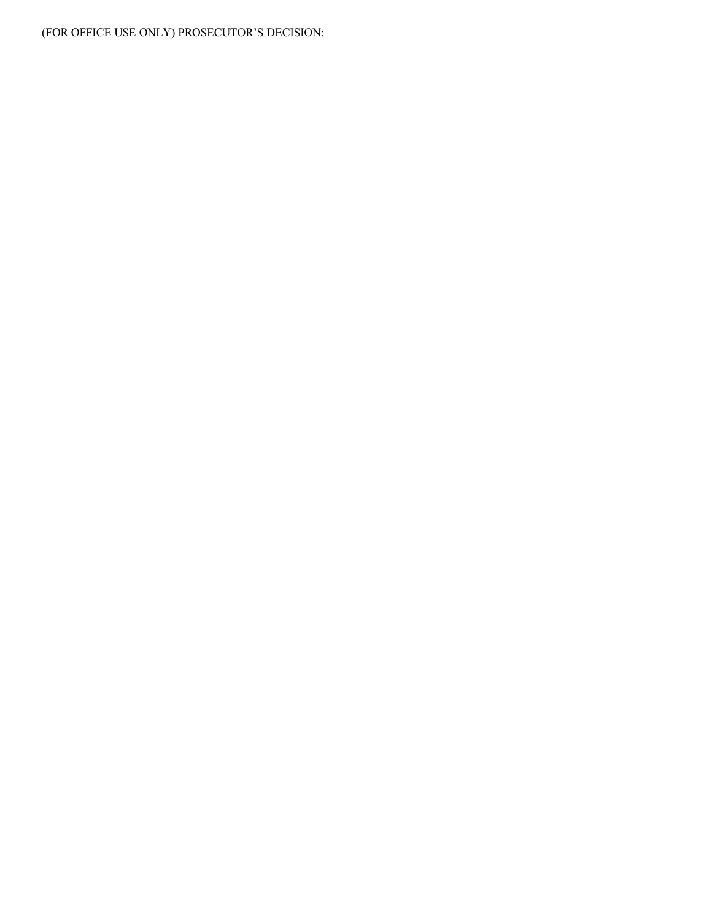(FOR OFFICE USE ONLY) PROSECUTOR'S DECISION: